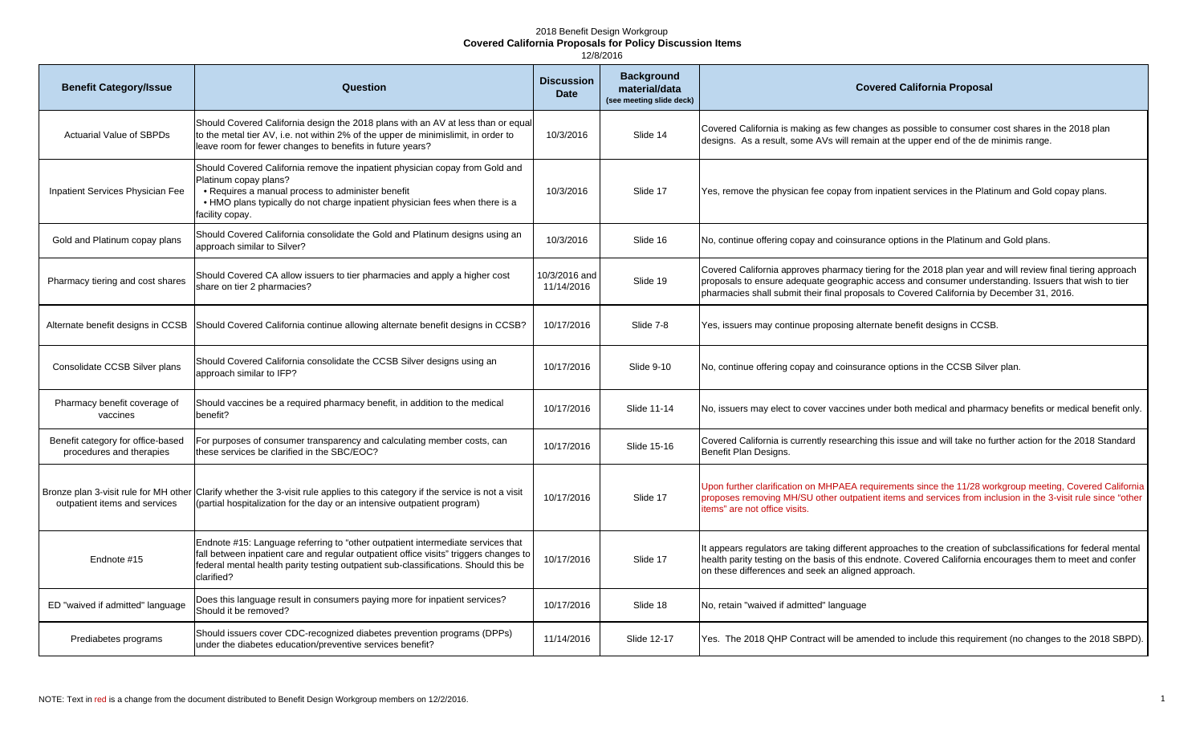2018 Benefit Design Workgroup

**Covered California Proposals for Policy Discussion Items**

12/8/2016

| Benefit Category/Issue | Question | Discussion Date | Background material/data (see meeting slide deck) | Covered California Proposal |
|---|---|---|---|---|
| Actuarial Value of SBPDs | Should Covered California design the 2018 plans with an AV at less than or equal to the metal tier AV, i.e. not within 2% of the upper de minimislimit, in order to leave room for fewer changes to benefits in future years? | 10/3/2016 | Slide 14 | Covered California is making as few changes as possible to consumer cost shares in the 2018 plan designs. As a result, some AVs will remain at the upper end of the de minimis range. |
| Inpatient Services Physician Fee | Should Covered California remove the inpatient physician copay from Gold and Platinum copay plans? • Requires a manual process to administer benefit • HMO plans typically do not charge inpatient physician fees when there is a facility copay. | 10/3/2016 | Slide 17 | Yes, remove the physican fee copay from inpatient services in the Platinum and Gold copay plans. |
| Gold and Platinum copay plans | Should Covered California consolidate the Gold and Platinum designs using an approach similar to Silver? | 10/3/2016 | Slide 16 | No, continue offering copay and coinsurance options in the Platinum and Gold plans. |
| Pharmacy tiering and cost shares | Should Covered CA allow issuers to tier pharmacies and apply a higher cost share on tier 2 pharmacies? | 10/3/2016 and 11/14/2016 | Slide 19 | Covered California approves pharmacy tiering for the 2018 plan year and will review final tiering approach proposals to ensure adequate geographic access and consumer understanding. Issuers that wish to tier pharmacies shall submit their final proposals to Covered California by December 31, 2016. |
| Alternate benefit designs in CCSB | Should Covered California continue allowing alternate benefit designs in CCSB? | 10/17/2016 | Slide 7-8 | Yes, issuers may continue proposing alternate benefit designs in CCSB. |
| Consolidate CCSB Silver plans | Should Covered California consolidate the CCSB Silver designs using an approach similar to IFP? | 10/17/2016 | Slide 9-10 | No, continue offering copay and coinsurance options in the CCSB Silver plan. |
| Pharmacy benefit coverage of vaccines | Should vaccines be a required pharmacy benefit, in addition to the medical benefit? | 10/17/2016 | Slide 11-14 | No, issuers may elect to cover vaccines under both medical and pharmacy benefits or medical benefit only. |
| Benefit category for office-based procedures and therapies | For purposes of consumer transparency and calculating member costs, can these services be clarified in the SBC/EOC? | 10/17/2016 | Slide 15-16 | Covered California is currently researching this issue and will take no further action for the 2018 Standard Benefit Plan Designs. |
| Bronze plan 3-visit rule for MH other outpatient items and services | Clarify whether the 3-visit rule applies to this category if the service is not a visit (partial hospitalization for the day or an intensive outpatient program) | 10/17/2016 | Slide 17 | Upon further clarification on MHPAEA requirements since the 11/28 workgroup meeting, Covered California proposes removing MH/SU other outpatient items and services from inclusion in the 3-visit rule since "other items" are not office visits. |
| Endnote #15 | Endnote #15: Language referring to "other outpatient intermediate services that fall between inpatient care and regular outpatient office visits" triggers changes to federal mental health parity testing outpatient sub-classifications. Should this be clarified? | 10/17/2016 | Slide 17 | It appears regulators are taking different approaches to the creation of subclassifications for federal mental health parity testing on the basis of this endnote. Covered California encourages them to meet and confer on these differences and seek an aligned approach. |
| ED "waived if admitted" language | Does this language result in consumers paying more for inpatient services? Should it be removed? | 10/17/2016 | Slide 18 | No, retain "waived if admitted" language |
| Prediabetes programs | Should issuers cover CDC-recognized diabetes prevention programs (DPPs) under the diabetes education/preventive services benefit? | 11/14/2016 | Slide 12-17 | Yes. The 2018 QHP Contract will be amended to include this requirement (no changes to the 2018 SBPD). |

NOTE: Text in red is a change from the document distributed to Benefit Design Workgroup members on 12/2/2016.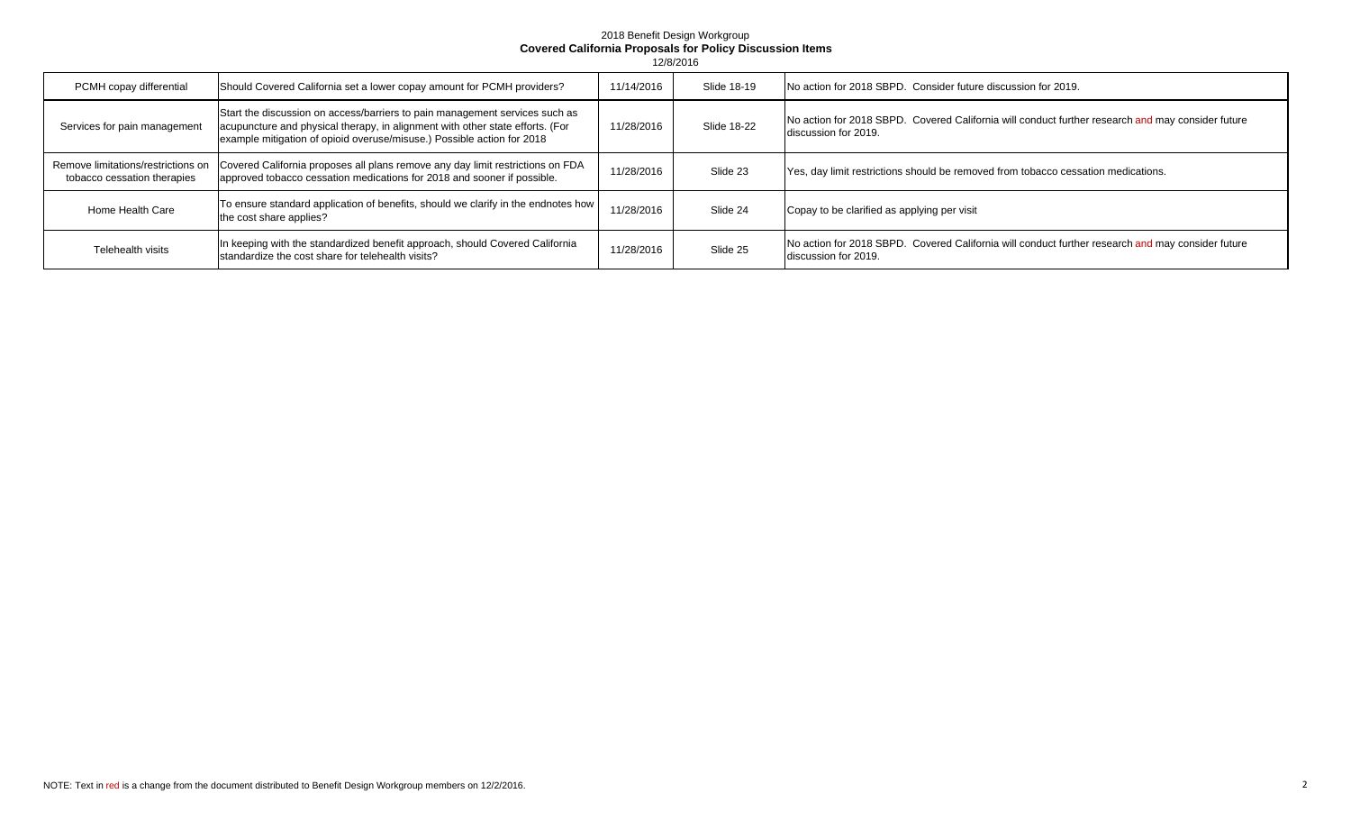2018 Benefit Design Workgroup

**Covered California Proposals for Policy Discussion Items**

12/8/2016

| | | | | |
|---|---|---|---|---|
| PCMH copay differential | Should Covered California set a lower copay amount for PCMH providers? | 11/14/2016 | Slide 18-19 | No action for 2018 SBPD. Consider future discussion for 2019. |
| Services for pain management | Start the discussion on access/barriers to pain management services such as acupuncture and physical therapy, in alignment with other state efforts. (For example mitigation of opioid overuse/misuse.) Possible action for 2018 | 11/28/2016 | Slide 18-22 | No action for 2018 SBPD. Covered California will conduct further research and may consider future discussion for 2019. |
| Remove limitations/restrictions on tobacco cessation therapies | Covered California proposes all plans remove any day limit restrictions on FDA approved tobacco cessation medications for 2018 and sooner if possible. | 11/28/2016 | Slide 23 | Yes, day limit restrictions should be removed from tobacco cessation medications. |
| Home Health Care | To ensure standard application of benefits, should we clarify in the endnotes how the cost share applies? | 11/28/2016 | Slide 24 | Copay to be clarified as applying per visit |
| Telehealth visits | In keeping with the standardized benefit approach, should Covered California standardize the cost share for telehealth visits? | 11/28/2016 | Slide 25 | No action for 2018 SBPD. Covered California will conduct further research and may consider future discussion for 2019. |

NOTE: Text in red is a change from the document distributed to Benefit Design Workgroup members on 12/2/2016.